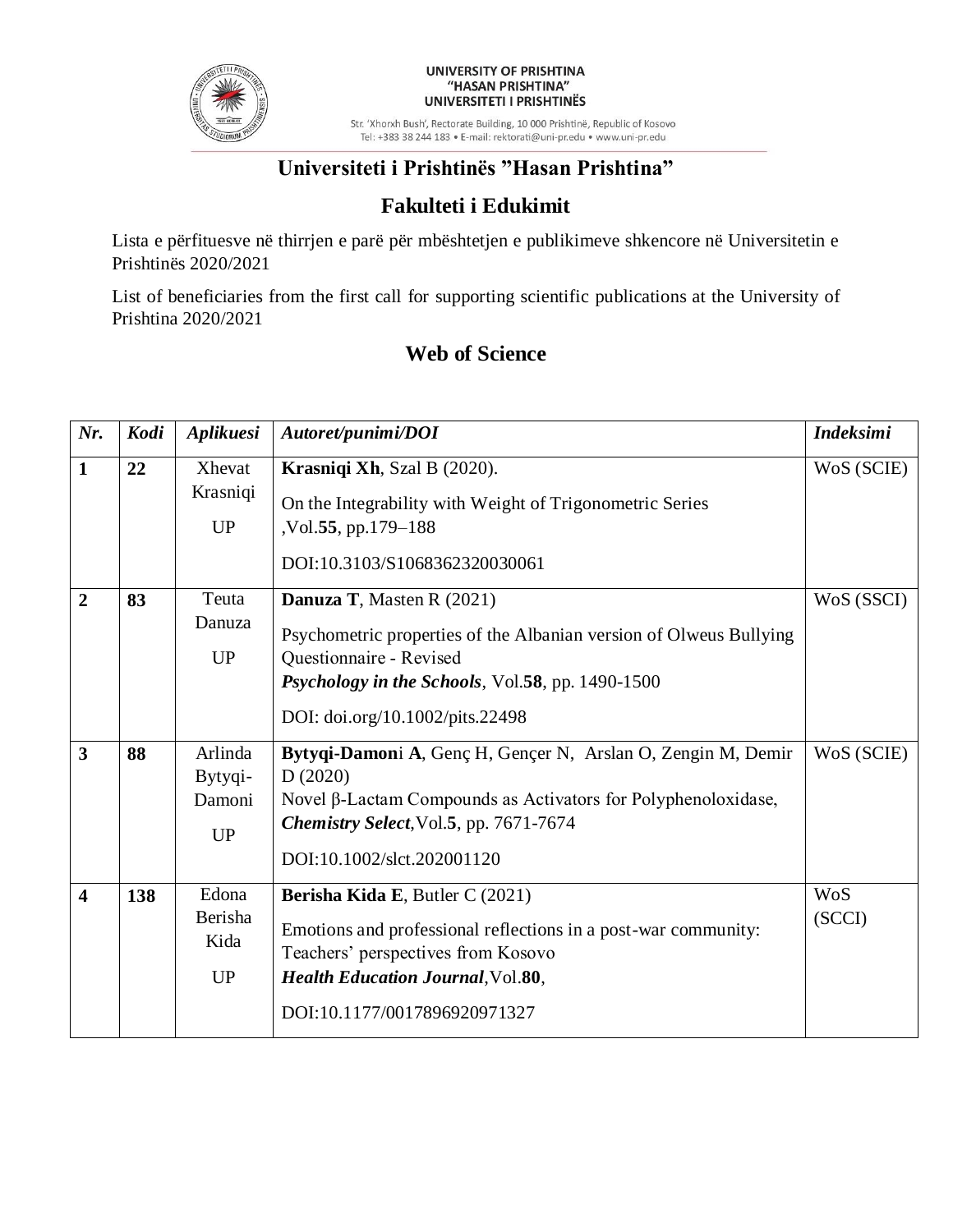UNIVERSITY OF PRISHTINA
"HASAN PRISHTINA"
UNIVERSITETI I PRISHTINËS

Str. 'Xhorxh Bush', Rectorate Building, 10 000 Prishtinë, Republic of Kosovo
Tel: +383 38 244 183 • E-mail: rektorati@uni-pr.edu • www.uni-pr.edu

# Universiteti i Prishtinës "Hasan Prishtina"

## Fakulteti i Edukimit

Lista e përfituesve në thirrjen e parë për mbështetjen e publikimeve shkencore në Universitetin e Prishtinës 2020/2021

List of beneficiaries from the first call for supporting scientific publications at the University of Prishtina 2020/2021

## Web of Science

| *Nr.* | *Kodi* | *Aplikuesi* | *Autoret/punimi/DOI* | *Indeksimi* |
|---|---|---|---|---|
| **1** | **22** | Xhevat Krasniqi UP | **Krasniqi Xh**, Szal B (2020). On the Integrability with Weight of Trigonometric Series ,Vol.**55**, pp.179–188 DOI:10.3103/S1068362320030061 | WoS (SCIE) |
| **2** | **83** | Teuta Danuza UP | **Danuza T**, Masten R (2021) Psychometric properties of the Albanian version of Olweus Bullying Questionnaire - Revised ***Psychology in the Schools***, Vol.**58**, pp. 1490-1500 DOI: doi.org/10.1002/pits.22498 | WoS (SSCI) |
| **3** | **88** | Arlinda Bytyqi-Damoni UP | **Bytyqi-Damon**i **A**, Genç H, Gençer N, Arslan O, Zengin M, Demir D (2020) Novel β-Lactam Compounds as Activators for Polyphenoloxidase, ***Chemistry Select***,Vol.**5**, pp. 7671-7674 DOI:10.1002/slct.202001120 | WoS (SCIE) |
| **4** | **138** | Edona Berisha Kida UP | **Berisha Kida E**, Butler C (2021) Emotions and professional reflections in a post-war community: Teachers' perspectives from Kosovo ***Health Education Journal***,Vol.**80**, DOI:10.1177/0017896920971327 | WoS (SCCI) |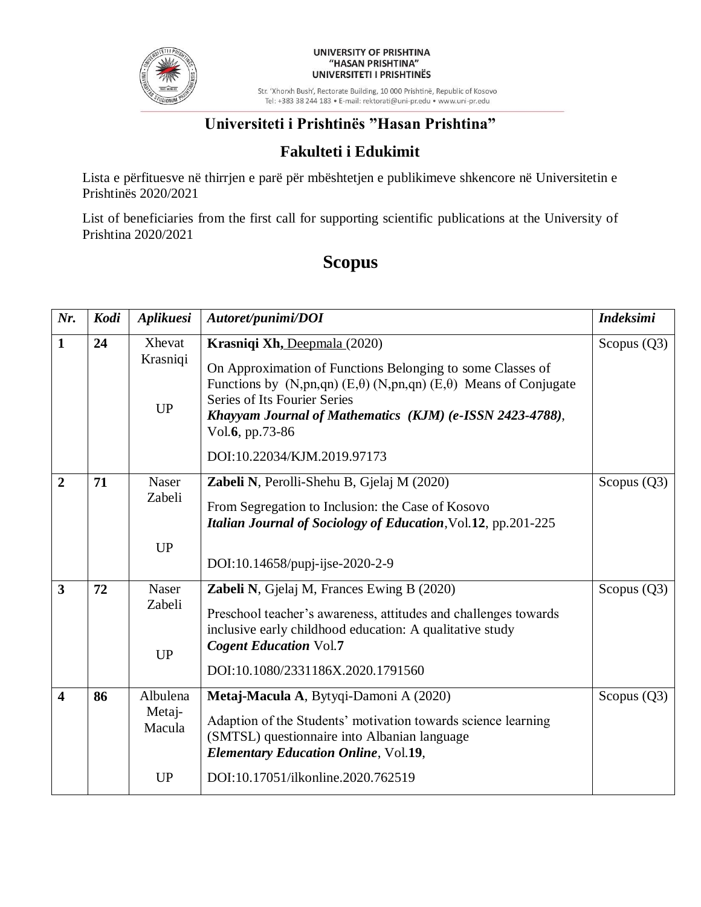UNIVERSITY OF PRISHTINA
"HASAN PRISHTINA"
UNIVERSITETI I PRISHTINËS

Str. 'Xhorxh Bush', Rectorate Building, 10 000 Prishtinë, Republic of Kosovo
Tel: +383 38 244 183 • E-mail: rektorati@uni-pr.edu • www.uni-pr.edu

## Universiteti i Prishtinës "Hasan Prishtina"

## Fakulteti i Edukimit

Lista e përfituesve në thirrjen e parë për mbështetjen e publikimeve shkencore në Universitetin e Prishtinës 2020/2021

List of beneficiaries from the first call for supporting scientific publications at the University of Prishtina 2020/2021

# Scopus

| *Nr.* | *Kodi* | *Aplikuesi* | *Autoret/punimi/DOI* | *Indeksimi* |
|---|---|---|---|---|
| **1** | **24** | Xhevat Krasniqi<br><br>UP | **Krasniqi Xh,** Deepmala (2020)<br>On Approximation of Functions Belonging to some Classes of Functions by (N,pn,qn) (E,θ) (N,pn,qn) (E,θ) Means of Conjugate Series of Its Fourier Series<br>***Khayyam Journal of Mathematics (KJM) (e-ISSN 2423-4788)***, Vol.**6**, pp.73-86<br>DOI:10.22034/KJM.2019.97173 | Scopus (Q3) |
| **2** | **71** | Naser Zabeli<br><br>UP | **Zabeli N**, Perolli-Shehu B, Gjelaj M (2020)<br>From Segregation to Inclusion: the Case of Kosovo<br>***Italian Journal of Sociology of Education***,Vol.**12**, pp.201-225<br>DOI:10.14658/pupj-ijse-2020-2-9 | Scopus (Q3) |
| **3** | **72** | Naser Zabeli<br><br>UP | **Zabeli N**, Gjelaj M, Frances Ewing B (2020)<br>Preschool teacher's awareness, attitudes and challenges towards inclusive early childhood education: A qualitative study<br>***Cogent Education*** Vol.**7**<br>DOI:10.1080/2331186X.2020.1791560 | Scopus (Q3) |
| **4** | **86** | Albulena Metaj-Macula<br><br>UP | **Metaj-Macula A**, Bytyqi-Damoni A (2020)<br>Adaption of the Students' motivation towards science learning (SMTSL) questionnaire into Albanian language<br>***Elementary Education Online***, Vol.**19**,<br>DOI:10.17051/ilkonline.2020.762519 | Scopus (Q3) |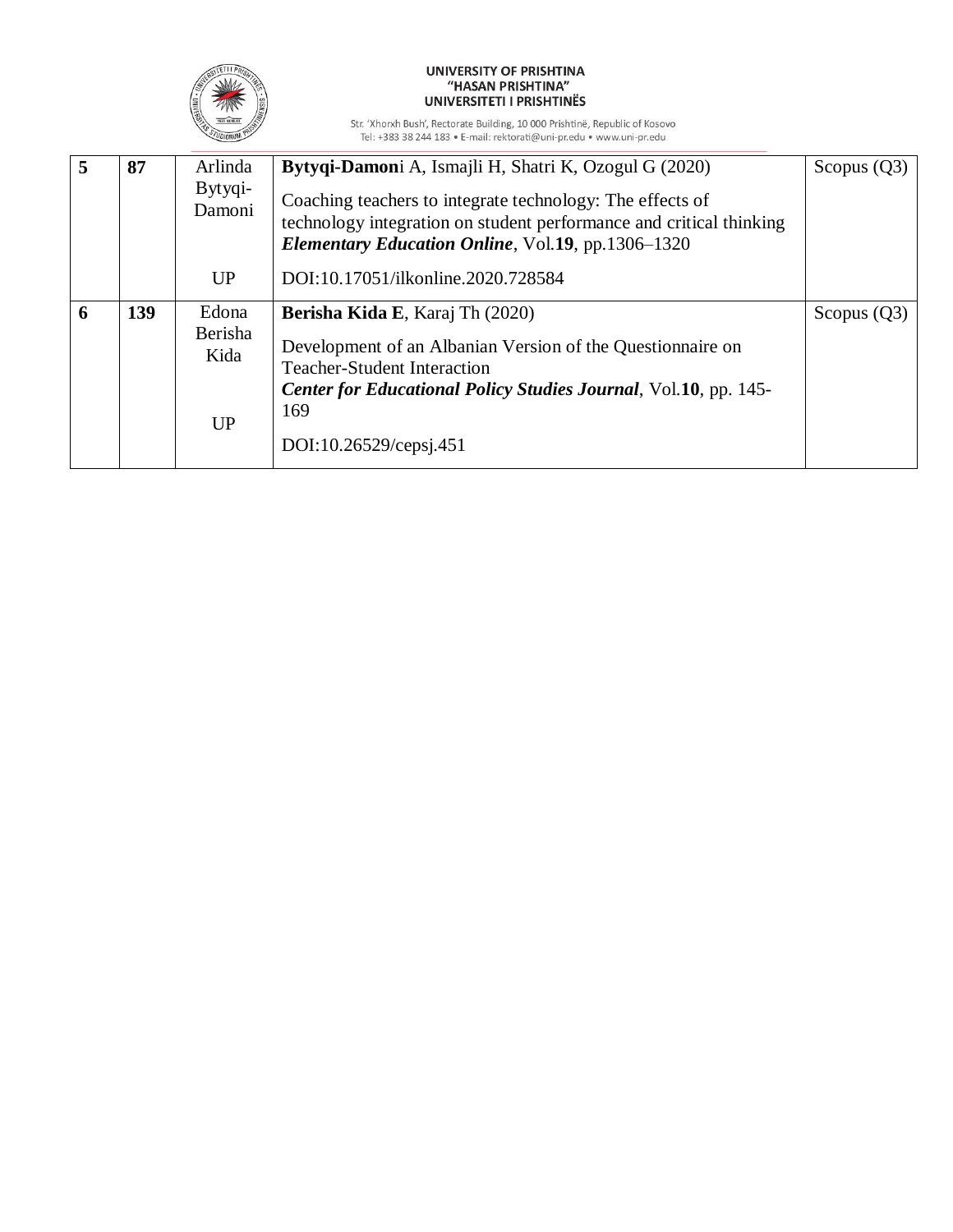| | | | | |
|---|---|---|---|---|
| **5** | **87** | Arlinda Bytyqi-Damoni<br><br>UP | **Bytyqi-Damon**i A, Ismajli H, Shatri K, Ozogul G (2020)<br><br>Coaching teachers to integrate technology: The effects of technology integration on student performance and critical thinking<br>***Elementary Education Online***, Vol.**19**, pp.1306–1320<br><br>DOI:10.17051/ilkonline.2020.728584 | Scopus (Q3) |
| **6** | **139** | Edona Berisha Kida<br><br>UP | **Berisha Kida E**, Karaj Th (2020)<br><br>Development of an Albanian Version of the Questionnaire on Teacher-Student Interaction<br>***Center for Educational Policy Studies Journal***, Vol.**10**, pp. 145-169<br><br>DOI:10.26529/cepsj.451 | Scopus (Q3) |